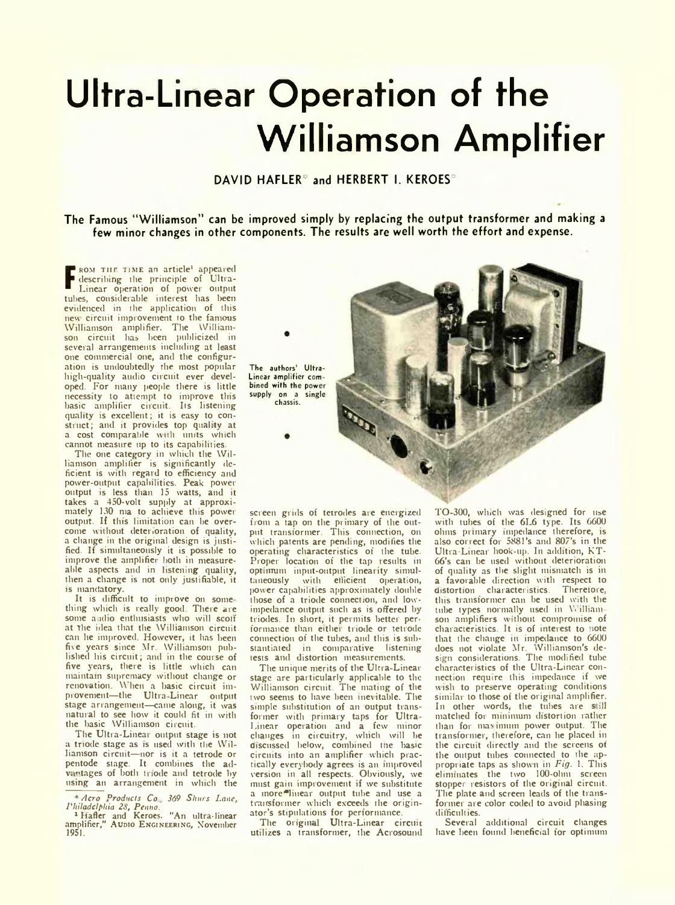# Ultra-Linear Operation of the Williamson Amplifier

**DAVID HAFLER\* and HERBERT I. KEROES\***

**The Famous "Williamson" can be improved simply by replacing the output transformer and making a few minor changes in other components. The results are well worth the effort and expense.**

FROM THE TIME an article[1] appeared describing the principle of Ultra-Linear operation of power output tubes, considerable interest has been evidenced in the application of this new circuit improvement to the famous Williamson amplifier. The Williamson circuit has been publicized in several arrangements including at least one commercial one, and the configuration is undoubtedly the most popular high-quality audio circuit ever developed. For many people there is little necessity to attempt to improve this basic amplifier circuit. Its listening quality is excellent; it is easy to construct; and it provides top quality at a cost comparable with units which cannot measure up to its capabilities.

The one category in which the Williamson amplifier is significantly deficient is with regard to efficiency and power-output capabilities. Peak power output is less than 15 watts, and it takes a 450-volt supply at approximately 130 ma to achieve this power output. If this limitation can be overcome without deterioration of quality, a change in the original design is justified. If simultaneously it is possible to improve the amplifier both in measureable aspects and in listening quality, then a change is not only justifiable, it is mandatory.

It is difficult to improve on something which is really good. There are some audio enthusiasts who will scoff at the idea that the Williamson circuit can be improved. However, it has been five years since Mr. Williamson published his circuit; and in the course of five years, there is little which can maintain supremacy without change or renovation. When a basic circuit improvement—the Ultra-Linear output stage arrangement—came along, it was natural to see how it could fit in with the basic Williamson circuit.

The Ultra-Linear output stage is not a triode stage as is used with the Williamson circuit—nor is it a tetrode or pentode stage. It combines the advantages of both triode and tetrode by using an arrangement in which the screen grids of tetrodes are energized from a tap on the primary of the output transformer. This connection, on which patents are pending, modifies the operating characteristics of the tube. Proper location of the tap results in optimum input-output linearity simultaneously with efficient operation, power capabilities approximately double those of a triode connection, and low-impedance output such as is offered by triodes. In short, it permits better performance than either triode or tetrode connection of the tubes, and this is substantiated in comparative listening tests and distortion measurements.

The authors' Ultra-Linear amplifier combined with the power supply on a single chassis.

The unique merits of the Ultra-Linear stage are particularly applicable to the Williamson circuit. The mating of the two seems to have been inevitable. The simple substitution of an output transformer with primary taps for Ultra-Linear operation and a few minor changes in circuitry, which will be discussed below, combined the basic circuits into an amplifier which practically everybody agrees is an improved version in all respects. Obviously, we must gain improvement if we substitute a more linear output tube and use a transformer which exceeds the originator's stipulations for performance.

The original Ultra-Linear circuit utilizes a transformer, the Acrosound TO-300, which was designed for use with tubes of the 6L6 type. Its 6600 ohms primary impedance therefore, is also correct for 5881's and 807's in the Ultra-Linear hook-up. In addition, KT-66's can be used without deterioration of quality as the slight mismatch is in a favorable direction with respect to distortion characteristics. Therefore, this transformer can be used with the tube types normally used in Williamson amplifiers without compromise of characteristics. It is of interest to note that the change in impedance to 6600 does not violate Mr. Williamson's design considerations. The modified tube characteristics of the Ultra-Linear connection require this impedance if we wish to preserve operating conditions similar to those of the original amplifier. In other words, the tubes are still matched for minimum distortion rather than for maximum power output. The transformer, therefore, can be placed in the circuit directly and the screens of the output tubes connected to the appropriate taps as shown in *Fig.* 1. This eliminates the two 100-ohm screen stopper resistors of the original circuit. The plate and screen leads of the transformer are color coded to avoid phasing difficulties.

Several additional circuit changes have been found beneficial for optimum

\* *Acro Products Co., 369 Shurs Lane, Philadelphia 28, Penna.*

[1] Hafler and Keroes. "An ultra-linear amplifier," AUDIO ENGINEERING, November 1951.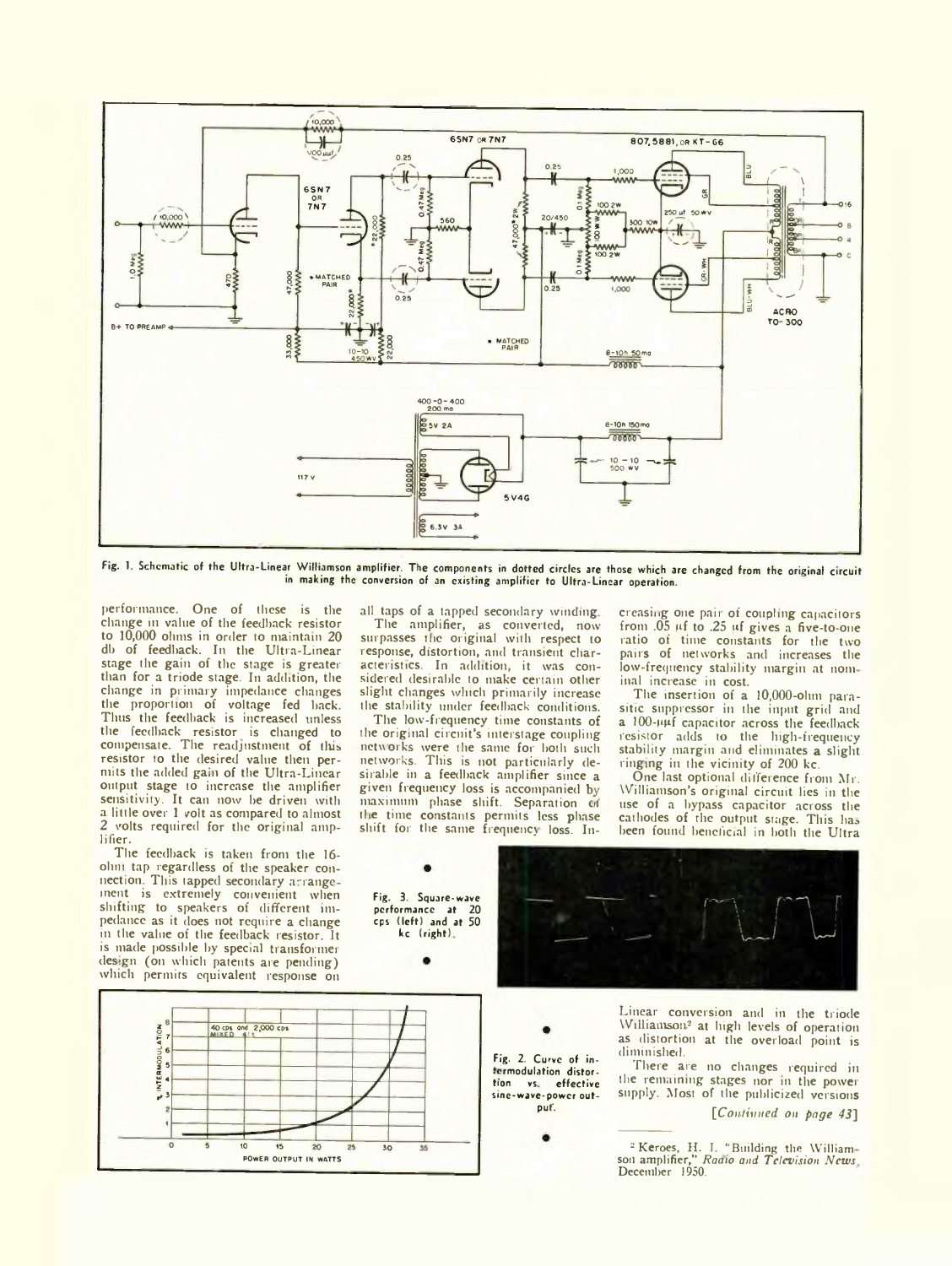Fig. 1. Schematic of the Ultra-Linear Williamson amplifier. The components in dotted circles are those which are changed from the original circuit in making the conversion of an existing amplifier to Ultra-Linear operation.

performance. One of these is the change in value of the feedback resistor to 10,000 ohms in order to maintain 20 db of feedback. In the Ultra-Linear stage the gain of the stage is greater than for a triode stage. In addition, the change in primary impedance changes the proportion of voltage fed back. Thus the feedback is increased unless the feedback resistor is changed to compensate. The readjustment of this resistor to the desired value then permits the added gain of the Ultra-Linear output stage to increase the amplifier sensitivity. It can now be driven with a little over 1 volt as compared to almost 2 volts required for the original amplifier.

The feedback is taken from the 16-ohm tap regardless of the speaker connection. This tapped secondary arrangement is extremely convenient when shifting to speakers of different impedance as it does not require a change in the value of the feedback resistor. It is made possible by special transformer design (on which patents are pending) which permits equivalent response on all taps of a tapped secondary winding.

The amplifier, as converted, now surpasses the original with respect to response, distortion, and transient characteristics. In addition, it was considered desirable to make certain other slight changes which primarily increase the stability under feedback conditions.

The low-frequency time constants of the original circuit's interstage coupling networks were the same for both such networks. This is not particularly desirable in a feedback amplifier since a given frequency loss is accompanied by maximum phase shift. Separation of the time constants permits less phase shift for the same frequency loss. Increasing one pair of coupling capacitors from .05 μf to .25 μf gives a five-to-one ratio of time constants for the two pairs of networks and increases the low-frequency stability margin at nominal increase in cost.

The insertion of a 10,000-ohm parasitic suppressor in the input grid and a 100-μμf capacitor across the feedback resistor adds to the high-frequency stability margin and eliminates a slight ringing in the vicinity of 200 kc.

One last optional difference from Mr. Williamson's original circuit lies in the use of a bypass capacitor across the cathodes of the output stage. This has been found beneficial in both the Ultra Linear conversion and in the triode Williamson[2] at high levels of operation as distortion at the overload point is diminished.

There are no changes required in the remaining stages nor in the power supply. Most of the publicized versions

[*Continued on page 43*]

Fig. 3. Square-wave performance at 20 cps (left) and at 50 kc (right).

Fig. 2. Curve of intermodulation distortion vs. effective sine-wave-power output.

[2] Keroes, H. I. "Building the Williamson amplifier," *Radio and Television News*, December 1950.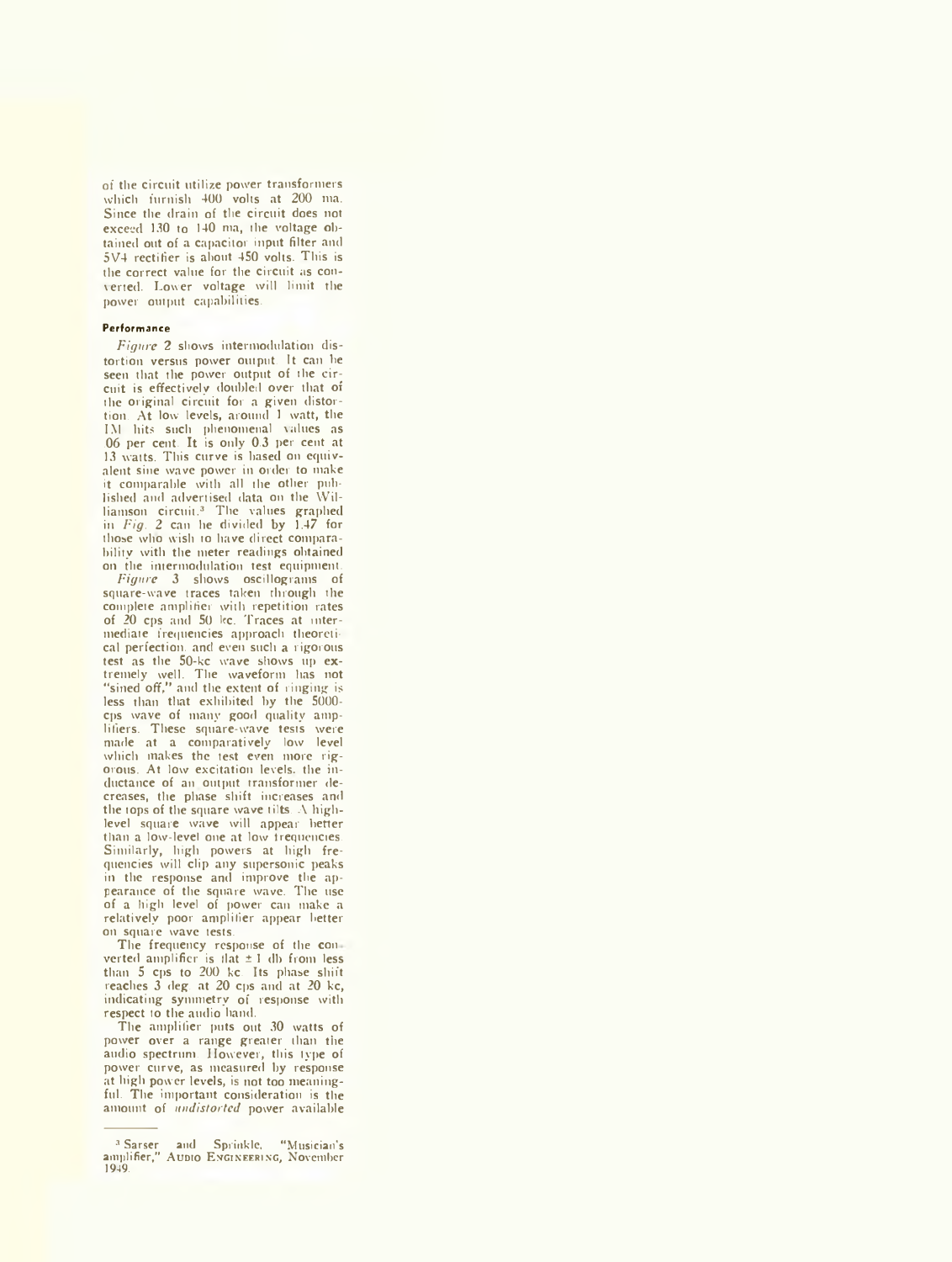of the circuit utilize power transformers which furnish 400 volts at 200 ma. Since the drain of the circuit does not exceed 130 to 140 ma, the voltage obtained out of a capacitor input filter and 5V4 rectifier is about 450 volts. This is the correct value for the circuit as converted. Lower voltage will limit the power output capabilities.

#### Performance

*Figure* 2 shows intermodulation distortion versus power output. It can be seen that the power output of the circuit is effectively doubled over that of the original circuit for a given distortion. At low levels, around 1 watt, the IM hits such phenomenal values as .06 per cent. It is only 0.3 per cent at 13 watts. This curve is based on equivalent sine wave power in order to make it comparable with all the other published and advertised data on the Williamson circuit.[3] The values graphed in *Fig.* 2 can be divided by 1.47 for those who wish to have direct comparability with the meter readings obtained on the intermodulation test equipment.

*Figure* 3 shows oscillograms of square-wave traces taken through the complete amplifier with repetition rates of 20 cps and 50 kc. Traces at intermediate frequencies approach theoretical perfection, and even such a rigorous test as the 50-kc wave shows up extremely well. The waveform has not "sined off," and the extent of ringing is less than that exhibited by the 5000-cps wave of many good quality amplifiers. These square-wave tests were made at a comparatively low level which makes the test even more rigorous. At low excitation levels, the inductance of an output transformer decreases, the phase shift increases and the tops of the square wave tilts. A high-level square wave will appear better than a low-level one at low frequencies. Similarly, high powers at high frequencies will clip any supersonic peaks in the response and improve the appearance of the square wave. The use of a high level of power can make a relatively poor amplifier appear better on square wave tests.

The frequency response of the converted amplifier is flat ±1 db from less than 5 cps to 200 kc. Its phase shift reaches 3 deg. at 20 cps and at 20 kc, indicating symmetry of response with respect to the audio band.

The amplifier puts out 30 watts of power over a range greater than the audio spectrum. However, this type of power curve, as measured by response at high power levels, is not too meaningful. The important consideration is the amount of *undistorted* power available

---

[3] Sarser and Sprinkle, "Musician's amplifier," AUDIO ENGINEERING, November 1949.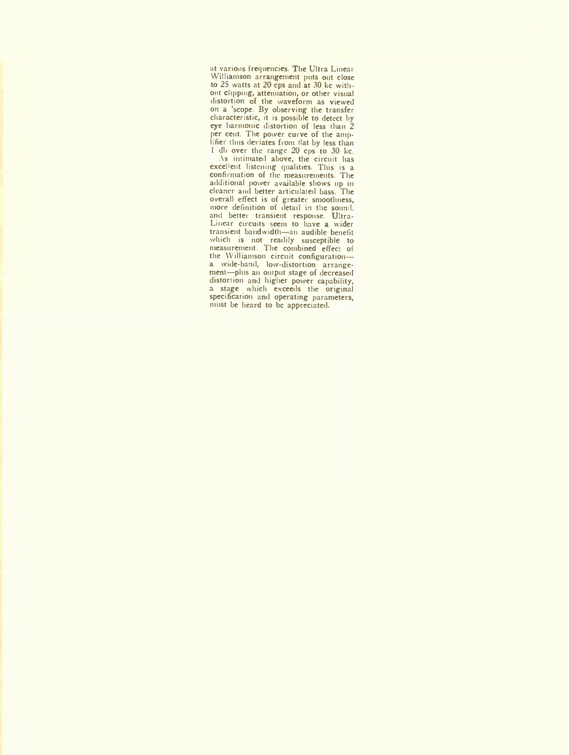at various frequencies. The Ultra Linear Williamson arrangement puts out close to 25 watts at 20 cps and at 30 kc without clipping, attenuation, or other visual distortion of the waveform as viewed on a 'scope. By observing the transfer characteristic, it is possible to detect by eye harmonic distortion of less than 2 per cent. The power curve of the amplifier thus deviates from flat by less than 1 db over the range 20 cps to 30 kc.

As intimated above, the circuit has excellent listening qualities. This is a confirmation of the measurements. The additional power available shows up in cleaner and better articulated bass. The overall effect is of greater smoothness, more definition of detail in the sound, and better transient response. Ultra-Linear circuits seem to have a wider transient bandwidth—an audible benefit which is not readily susceptible to measurement. The combined effect of the Williamson circuit configuration—a wide-band, low-distortion arrangement—plus an output stage of decreased distortion and higher power capability, a stage which exceeds the original specification and operating parameters, must be heard to be appreciated.